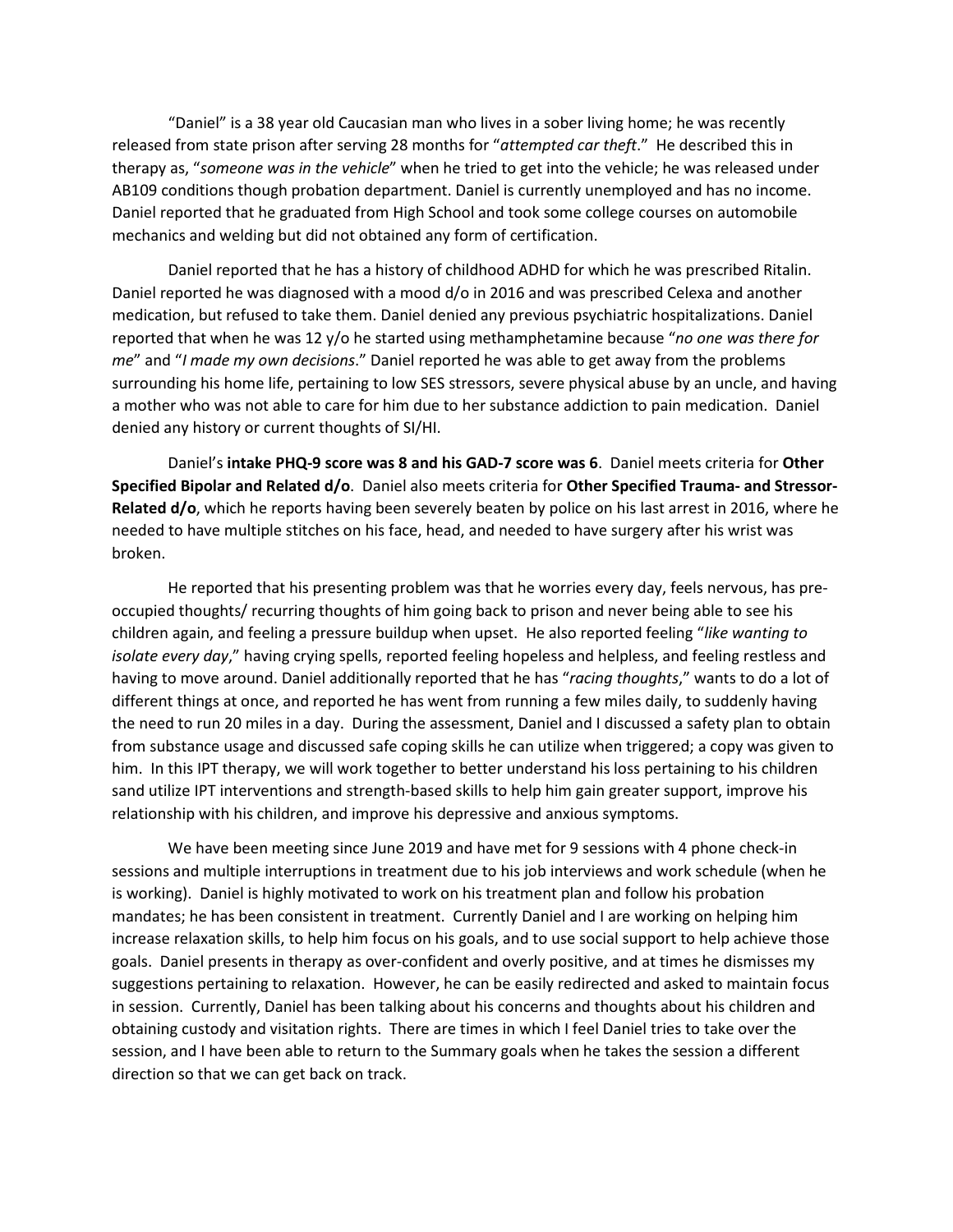"Daniel" is a 38 year old Caucasian man who lives in a sober living home; he was recently released from state prison after serving 28 months for "*attempted car theft*." He described this in therapy as, "*someone was in the vehicle*" when he tried to get into the vehicle; he was released under AB109 conditions though probation department. Daniel is currently unemployed and has no income. Daniel reported that he graduated from High School and took some college courses on automobile mechanics and welding but did not obtained any form of certification.

Daniel reported that he has a history of childhood ADHD for which he was prescribed Ritalin. Daniel reported he was diagnosed with a mood d/o in 2016 and was prescribed Celexa and another medication, but refused to take them. Daniel denied any previous psychiatric hospitalizations. Daniel reported that when he was 12 y/o he started using methamphetamine because "*no one was there for me*" and "*I made my own decisions*." Daniel reported he was able to get away from the problems surrounding his home life, pertaining to low SES stressors, severe physical abuse by an uncle, and having a mother who was not able to care for him due to her substance addiction to pain medication. Daniel denied any history or current thoughts of SI/HI.

Daniel's **intake PHQ-9 score was 8 and his GAD-7 score was 6**. Daniel meets criteria for **Other Specified Bipolar and Related d/o**. Daniel also meets criteria for **Other Specified Trauma- and Stressor-Related d/o**, which he reports having been severely beaten by police on his last arrest in 2016, where he needed to have multiple stitches on his face, head, and needed to have surgery after his wrist was broken.

He reported that his presenting problem was that he worries every day, feels nervous, has pre-occupied thoughts/ recurring thoughts of him going back to prison and never being able to see his children again, and feeling a pressure buildup when upset. He also reported feeling "*like wanting to isolate every day*," having crying spells, reported feeling hopeless and helpless, and feeling restless and having to move around. Daniel additionally reported that he has "*racing thoughts*," wants to do a lot of different things at once, and reported he has went from running a few miles daily, to suddenly having the need to run 20 miles in a day. During the assessment, Daniel and I discussed a safety plan to obtain from substance usage and discussed safe coping skills he can utilize when triggered; a copy was given to him. In this IPT therapy, we will work together to better understand his loss pertaining to his children sand utilize IPT interventions and strength-based skills to help him gain greater support, improve his relationship with his children, and improve his depressive and anxious symptoms.

We have been meeting since June 2019 and have met for 9 sessions with 4 phone check-in sessions and multiple interruptions in treatment due to his job interviews and work schedule (when he is working). Daniel is highly motivated to work on his treatment plan and follow his probation mandates; he has been consistent in treatment. Currently Daniel and I are working on helping him increase relaxation skills, to help him focus on his goals, and to use social support to help achieve those goals. Daniel presents in therapy as over-confident and overly positive, and at times he dismisses my suggestions pertaining to relaxation. However, he can be easily redirected and asked to maintain focus in session. Currently, Daniel has been talking about his concerns and thoughts about his children and obtaining custody and visitation rights. There are times in which I feel Daniel tries to take over the session, and I have been able to return to the Summary goals when he takes the session a different direction so that we can get back on track.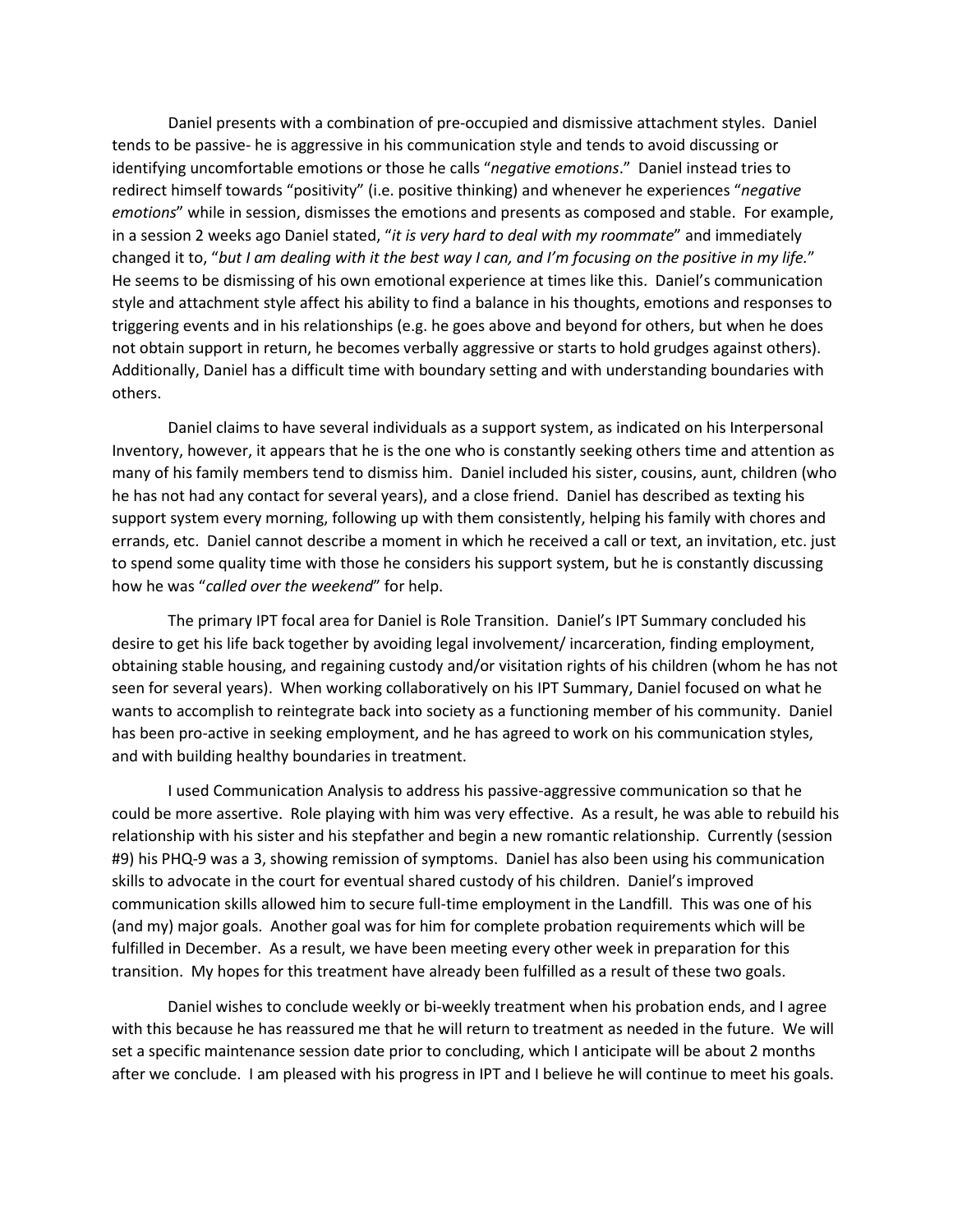Daniel presents with a combination of pre-occupied and dismissive attachment styles. Daniel tends to be passive- he is aggressive in his communication style and tends to avoid discussing or identifying uncomfortable emotions or those he calls "*negative emotions*." Daniel instead tries to redirect himself towards "positivity" (i.e. positive thinking) and whenever he experiences "*negative emotions*" while in session, dismisses the emotions and presents as composed and stable. For example, in a session 2 weeks ago Daniel stated, "*it is very hard to deal with my roommate*" and immediately changed it to, "*but I am dealing with it the best way I can, and I'm focusing on the positive in my life.*" He seems to be dismissing of his own emotional experience at times like this. Daniel's communication style and attachment style affect his ability to find a balance in his thoughts, emotions and responses to triggering events and in his relationships (e.g. he goes above and beyond for others, but when he does not obtain support in return, he becomes verbally aggressive or starts to hold grudges against others). Additionally, Daniel has a difficult time with boundary setting and with understanding boundaries with others.

Daniel claims to have several individuals as a support system, as indicated on his Interpersonal Inventory, however, it appears that he is the one who is constantly seeking others time and attention as many of his family members tend to dismiss him. Daniel included his sister, cousins, aunt, children (who he has not had any contact for several years), and a close friend. Daniel has described as texting his support system every morning, following up with them consistently, helping his family with chores and errands, etc. Daniel cannot describe a moment in which he received a call or text, an invitation, etc. just to spend some quality time with those he considers his support system, but he is constantly discussing how he was "*called over the weekend*" for help.

The primary IPT focal area for Daniel is Role Transition. Daniel's IPT Summary concluded his desire to get his life back together by avoiding legal involvement/ incarceration, finding employment, obtaining stable housing, and regaining custody and/or visitation rights of his children (whom he has not seen for several years). When working collaboratively on his IPT Summary, Daniel focused on what he wants to accomplish to reintegrate back into society as a functioning member of his community. Daniel has been pro-active in seeking employment, and he has agreed to work on his communication styles, and with building healthy boundaries in treatment.

I used Communication Analysis to address his passive-aggressive communication so that he could be more assertive. Role playing with him was very effective. As a result, he was able to rebuild his relationship with his sister and his stepfather and begin a new romantic relationship. Currently (session #9) his PHQ-9 was a 3, showing remission of symptoms. Daniel has also been using his communication skills to advocate in the court for eventual shared custody of his children. Daniel's improved communication skills allowed him to secure full-time employment in the Landfill. This was one of his (and my) major goals. Another goal was for him for complete probation requirements which will be fulfilled in December. As a result, we have been meeting every other week in preparation for this transition. My hopes for this treatment have already been fulfilled as a result of these two goals.

Daniel wishes to conclude weekly or bi-weekly treatment when his probation ends, and I agree with this because he has reassured me that he will return to treatment as needed in the future. We will set a specific maintenance session date prior to concluding, which I anticipate will be about 2 months after we conclude. I am pleased with his progress in IPT and I believe he will continue to meet his goals.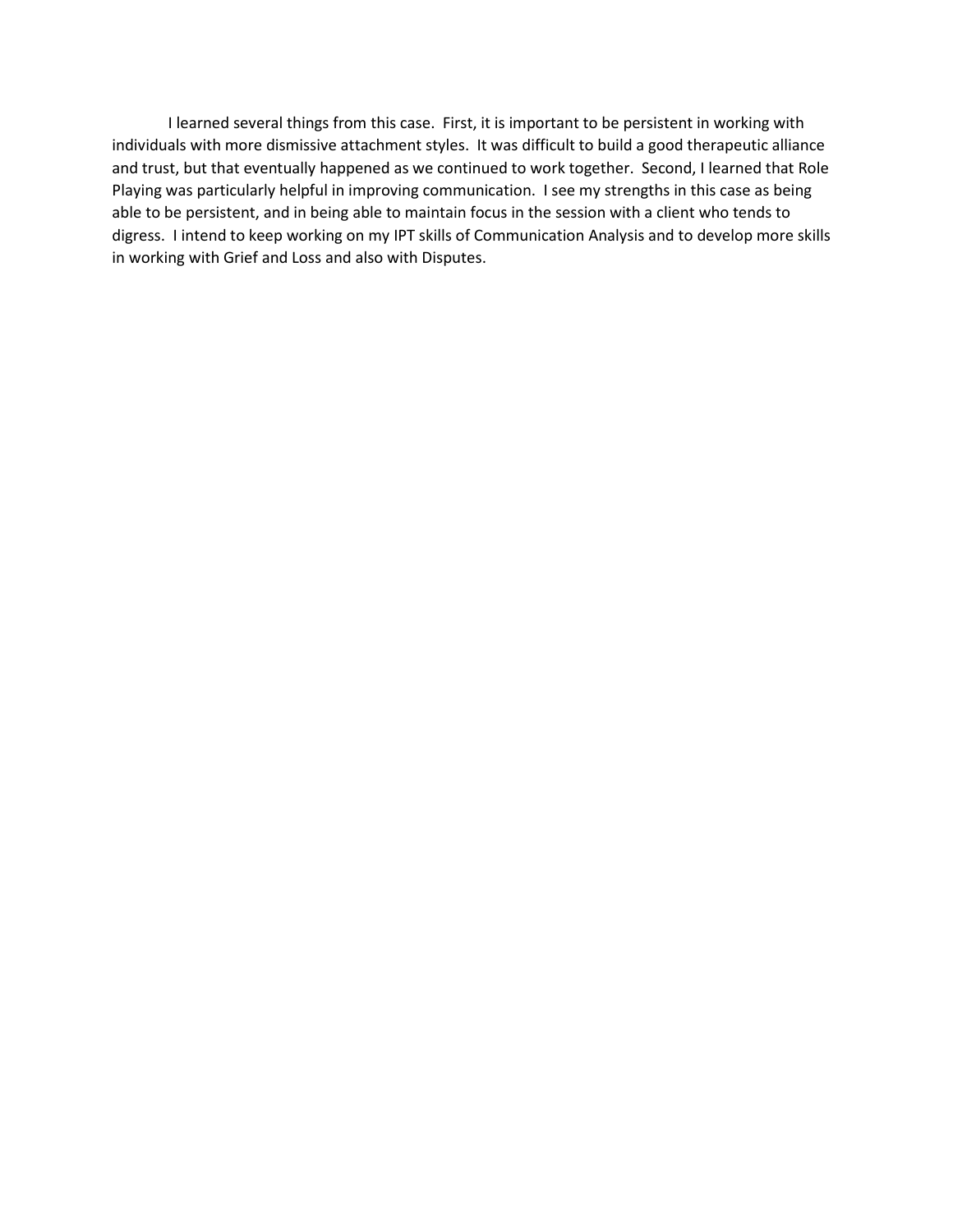I learned several things from this case. First, it is important to be persistent in working with individuals with more dismissive attachment styles. It was difficult to build a good therapeutic alliance and trust, but that eventually happened as we continued to work together. Second, I learned that Role Playing was particularly helpful in improving communication. I see my strengths in this case as being able to be persistent, and in being able to maintain focus in the session with a client who tends to digress. I intend to keep working on my IPT skills of Communication Analysis and to develop more skills in working with Grief and Loss and also with Disputes.